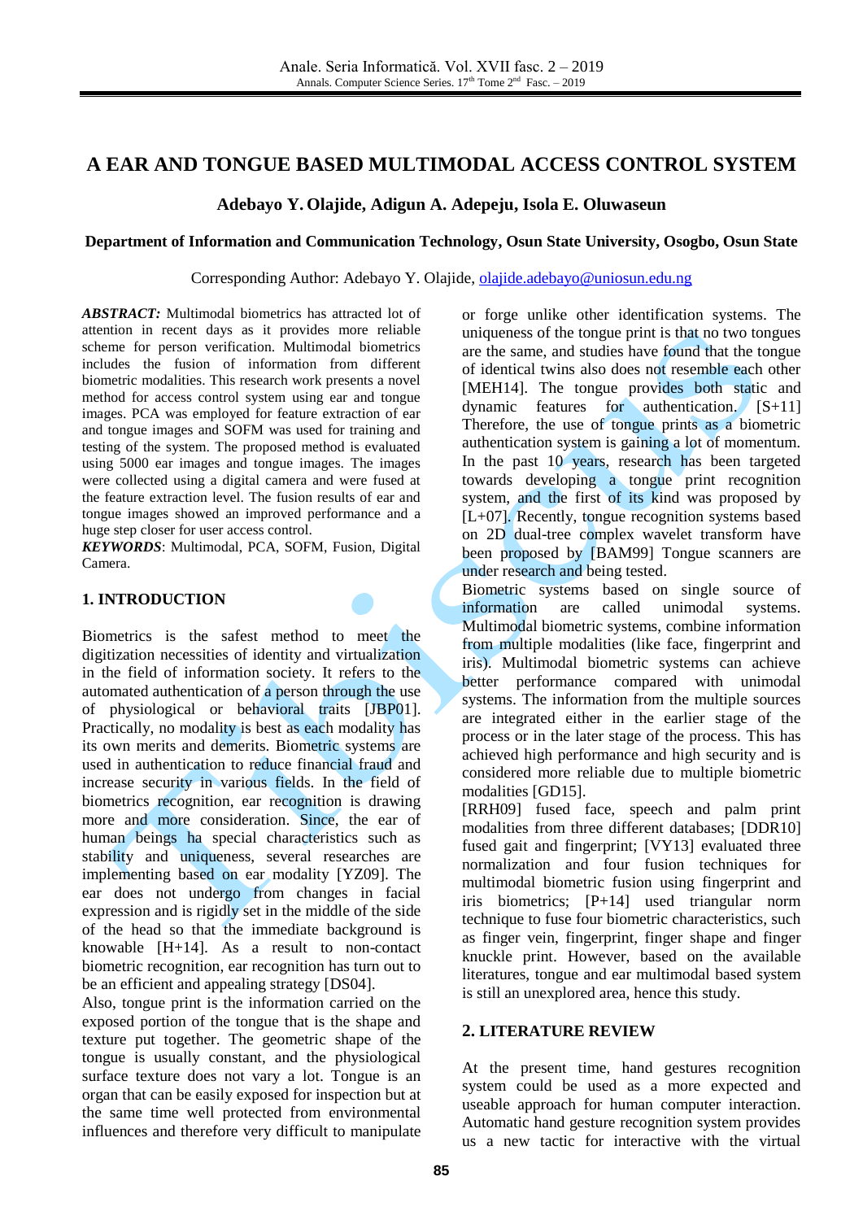# A EAR AND TONGUE BASED MULTIMODAL ACCESS CONTROL SYSTEM

**Adebayo Y. Olajide, Adigun A. Adepeju, Isola E. Oluwaseun**

**Department of Information and Communication Technology, Osun State University, Osogbo, Osun State**

Corresponding Author: Adebayo Y. Olajide, olajide.adebayo@uniosun.edu.ng

***ABSTRACT:*** Multimodal biometrics has attracted lot of attention in recent days as it provides more reliable scheme for person verification. Multimodal biometrics includes the fusion of information from different biometric modalities. This research work presents a novel method for access control system using ear and tongue images. PCA was employed for feature extraction of ear and tongue images and SOFM was used for training and testing of the system. The proposed method is evaluated using 5000 ear images and tongue images. The images were collected using a digital camera and were fused at the feature extraction level. The fusion results of ear and tongue images showed an improved performance and a huge step closer for user access control.

***KEYWORDS***: Multimodal, PCA, SOFM, Fusion, Digital Camera.

## 1. INTRODUCTION

Biometrics is the safest method to meet the digitization necessities of identity and virtualization in the field of information society. It refers to the automated authentication of a person through the use of physiological or behavioral traits [JBP01]. Practically, no modality is best as each modality has its own merits and demerits. Biometric systems are used in authentication to reduce financial fraud and increase security in various fields. In the field of biometrics recognition, ear recognition is drawing more and more consideration. Since, the ear of human beings ha special characteristics such as stability and uniqueness, several researches are implementing based on ear modality [YZ09]. The ear does not undergo from changes in facial expression and is rigidly set in the middle of the side of the head so that the immediate background is knowable [H+14]. As a result to non-contact biometric recognition, ear recognition has turn out to be an efficient and appealing strategy [DS04].

Also, tongue print is the information carried on the exposed portion of the tongue that is the shape and texture put together. The geometric shape of the tongue is usually constant, and the physiological surface texture does not vary a lot. Tongue is an organ that can be easily exposed for inspection but at the same time well protected from environmental influences and therefore very difficult to manipulate or forge unlike other identification systems. The uniqueness of the tongue print is that no two tongues are the same, and studies have found that the tongue of identical twins also does not resemble each other [MEH14]. The tongue provides both static and dynamic features for authentication. [S+11] Therefore, the use of tongue prints as a biometric authentication system is gaining a lot of momentum. In the past 10 years, research has been targeted towards developing a tongue print recognition system, and the first of its kind was proposed by [L+07]. Recently, tongue recognition systems based on 2D dual-tree complex wavelet transform have been proposed by [BAM99] Tongue scanners are under research and being tested.

Biometric systems based on single source of information are called unimodal systems. Multimodal biometric systems, combine information from multiple modalities (like face, fingerprint and iris). Multimodal biometric systems can achieve better performance compared with unimodal systems. The information from the multiple sources are integrated either in the earlier stage of the process or in the later stage of the process. This has achieved high performance and high security and is considered more reliable due to multiple biometric modalities [GD15].

[RRH09] fused face, speech and palm print modalities from three different databases; [DDR10] fused gait and fingerprint; [VY13] evaluated three normalization and four fusion techniques for multimodal biometric fusion using fingerprint and iris biometrics; [P+14] used triangular norm technique to fuse four biometric characteristics, such as finger vein, fingerprint, finger shape and finger knuckle print. However, based on the available literatures, tongue and ear multimodal based system is still an unexplored area, hence this study.

## 2. LITERATURE REVIEW

At the present time, hand gestures recognition system could be used as a more expected and useable approach for human computer interaction. Automatic hand gesture recognition system provides us a new tactic for interactive with the virtual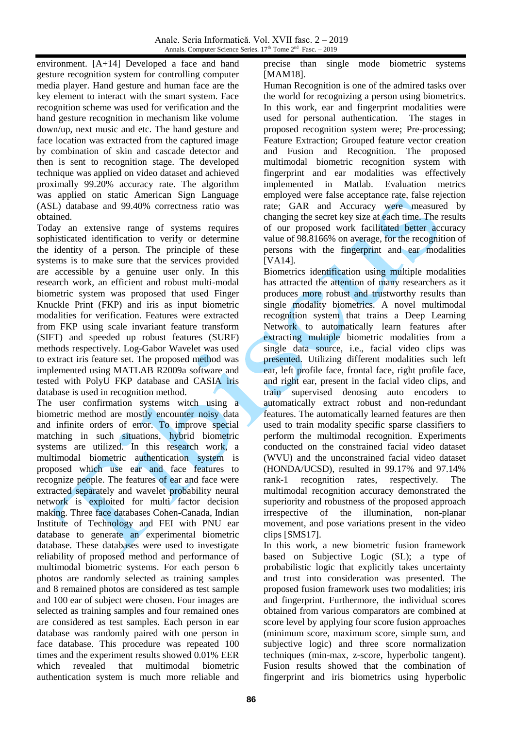environment. [A+14] Developed a face and hand gesture recognition system for controlling computer media player. Hand gesture and human face are the key element to interact with the smart system. Face recognition scheme was used for verification and the hand gesture recognition in mechanism like volume down/up, next music and etc. The hand gesture and face location was extracted from the captured image by combination of skin and cascade detector and then is sent to recognition stage. The developed technique was applied on video dataset and achieved proximally 99.20% accuracy rate. The algorithm was applied on static American Sign Language (ASL) database and 99.40% correctness ratio was obtained.

Today an extensive range of systems requires sophisticated identification to verify or determine the identity of a person. The principle of these systems is to make sure that the services provided are accessible by a genuine user only. In this research work, an efficient and robust multi-modal biometric system was proposed that used Finger Knuckle Print (FKP) and iris as input biometric modalities for verification. Features were extracted from FKP using scale invariant feature transform (SIFT) and speeded up robust features (SURF) methods respectively. Log-Gabor Wavelet was used to extract iris feature set. The proposed method was implemented using MATLAB R2009a software and tested with PolyU FKP database and CASIA iris database is used in recognition method.

The user confirmation systems witch using a biometric method are mostly encounter noisy data and infinite orders of error. To improve special matching in such situations, hybrid biometric systems are utilized. In this research work, a multimodal biometric authentication system is proposed which use ear and face features to recognize people. The features of ear and face were extracted separately and wavelet probability neural network is exploited for multi factor decision making. Three face databases Cohen-Canada, Indian Institute of Technology and FEI with PNU ear database to generate an experimental biometric database. These databases were used to investigate reliability of proposed method and performance of multimodal biometric systems. For each person 6 photos are randomly selected as training samples and 8 remained photos are considered as test sample and 100 ear of subject were chosen. Four images are selected as training samples and four remained ones are considered as test samples. Each person in ear database was randomly paired with one person in face database. This procedure was repeated 100 times and the experiment results showed 0.01% EER which revealed that multimodal biometric authentication system is much more reliable and precise than single mode biometric systems [MAM18].

Human Recognition is one of the admired tasks over the world for recognizing a person using biometrics. In this work, ear and fingerprint modalities were used for personal authentication. The stages in proposed recognition system were; Pre-processing; Feature Extraction; Grouped feature vector creation and Fusion and Recognition. The proposed multimodal biometric recognition system with fingerprint and ear modalities was effectively implemented in Matlab. Evaluation metrics employed were false acceptance rate, false rejection rate; GAR and Accuracy were measured by changing the secret key size at each time. The results of our proposed work facilitated better accuracy value of 98.8166% on average, for the recognition of persons with the fingerprint and ear modalities [VA14].

Biometrics identification using multiple modalities has attracted the attention of many researchers as it produces more robust and trustworthy results than single modality biometrics. A novel multimodal recognition system that trains a Deep Learning Network to automatically learn features after extracting multiple biometric modalities from a single data source, i.e., facial video clips was presented. Utilizing different modalities such left ear, left profile face, frontal face, right profile face, and right ear, present in the facial video clips, and train supervised denosing auto encoders to automatically extract robust and non-redundant features. The automatically learned features are then used to train modality specific sparse classifiers to perform the multimodal recognition. Experiments conducted on the constrained facial video dataset (WVU) and the unconstrained facial video dataset (HONDA/UCSD), resulted in 99.17% and 97.14% rank-1 recognition rates, respectively. The multimodal recognition accuracy demonstrated the superiority and robustness of the proposed approach irrespective of the illumination, non-planar movement, and pose variations present in the video clips [SMS17].

In this work, a new biometric fusion framework based on Subjective Logic (SL); a type of probabilistic logic that explicitly takes uncertainty and trust into consideration was presented. The proposed fusion framework uses two modalities; iris and fingerprint. Furthermore, the individual scores obtained from various comparators are combined at score level by applying four score fusion approaches (minimum score, maximum score, simple sum, and subjective logic) and three score normalization techniques (min-max, z-score, hyperbolic tangent). Fusion results showed that the combination of fingerprint and iris biometrics using hyperbolic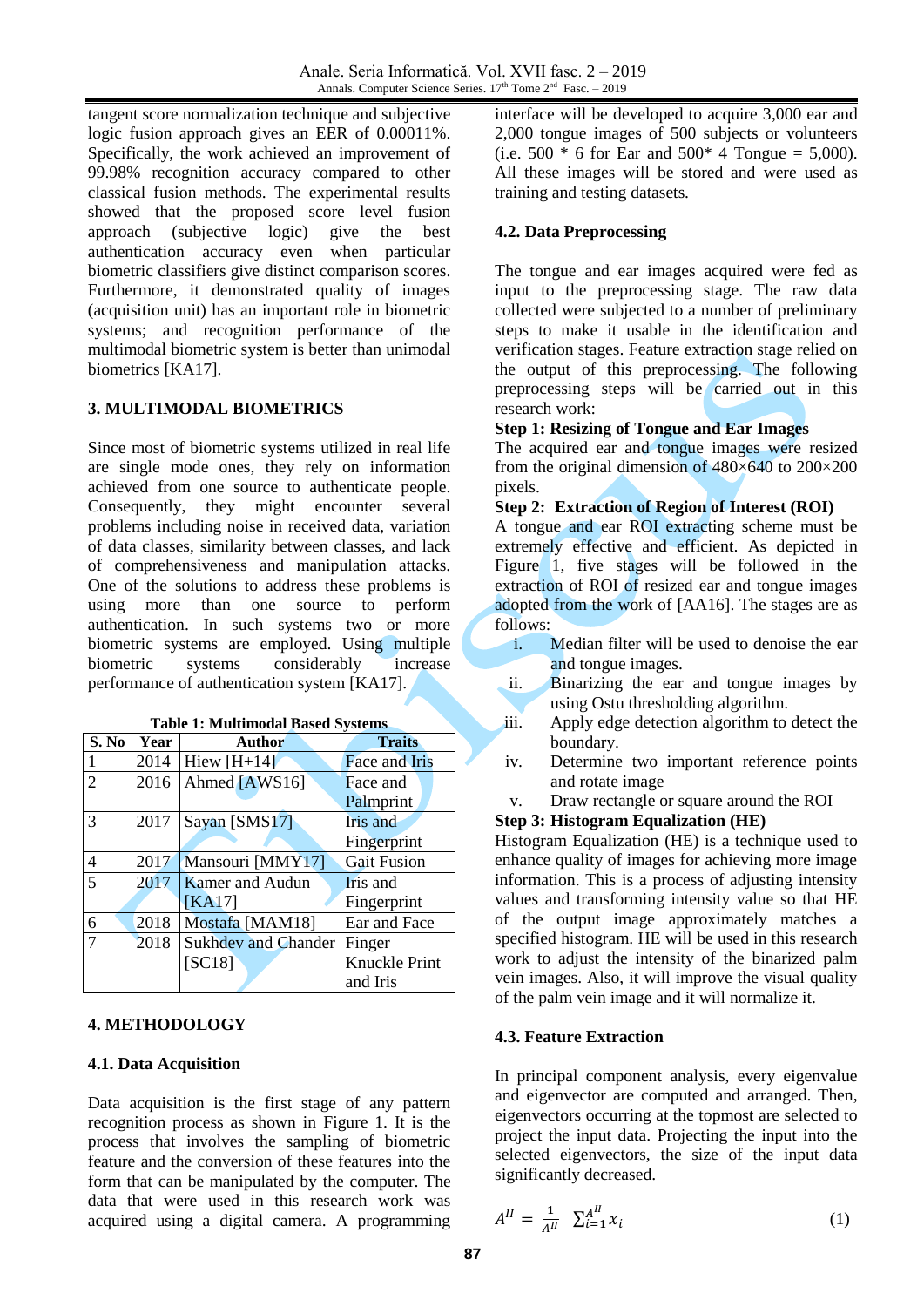tangent score normalization technique and subjective logic fusion approach gives an EER of 0.00011%. Specifically, the work achieved an improvement of 99.98% recognition accuracy compared to other classical fusion methods. The experimental results showed that the proposed score level fusion approach (subjective logic) give the best authentication accuracy even when particular biometric classifiers give distinct comparison scores. Furthermore, it demonstrated quality of images (acquisition unit) has an important role in biometric systems; and recognition performance of the multimodal biometric system is better than unimodal biometrics [KA17].

## 3. MULTIMODAL BIOMETRICS

Since most of biometric systems utilized in real life are single mode ones, they rely on information achieved from one source to authenticate people. Consequently, they might encounter several problems including noise in received data, variation of data classes, similarity between classes, and lack of comprehensiveness and manipulation attacks. One of the solutions to address these problems is using more than one source to perform authentication. In such systems two or more biometric systems are employed. Using multiple biometric systems considerably increase performance of authentication system [KA17].

**Table 1: Multimodal Based Systems**

| S. No | Year | Author | Traits |
|---|---|---|---|
| 1 | 2014 | Hiew [H+14] | Face and Iris |
| 2 | 2016 | Ahmed [AWS16] | Face and Palmprint |
| 3 | 2017 | Sayan [SMS17] | Iris and Fingerprint |
| 4 | 2017 | Mansouri [MMY17] | Gait Fusion |
| 5 | 2017 | Kamer and Audun [KA17] | Iris and Fingerprint |
| 6 | 2018 | Mostafa [MAM18] | Ear and Face |
| 7 | 2018 | Sukhdev and Chander [SC18] | Finger Knuckle Print and Iris |

## 4. METHODOLOGY

### 4.1. Data Acquisition

Data acquisition is the first stage of any pattern recognition process as shown in Figure 1. It is the process that involves the sampling of biometric feature and the conversion of these features into the form that can be manipulated by the computer. The data that were used in this research work was acquired using a digital camera. A programming interface will be developed to acquire 3,000 ear and 2,000 tongue images of 500 subjects or volunteers (i.e. 500 * 6 for Ear and 500* 4 Tongue = 5,000). All these images will be stored and were used as training and testing datasets.

### 4.2. Data Preprocessing

The tongue and ear images acquired were fed as input to the preprocessing stage. The raw data collected were subjected to a number of preliminary steps to make it usable in the identification and verification stages. Feature extraction stage relied on the output of this preprocessing. The following preprocessing steps will be carried out in this research work:

**Step 1: Resizing of Tongue and Ear Images**

The acquired ear and tongue images were resized from the original dimension of 480×640 to 200×200 pixels.

**Step 2: Extraction of Region of Interest (ROI)**

A tongue and ear ROI extracting scheme must be extremely effective and efficient. As depicted in Figure 1, five stages will be followed in the extraction of ROI of resized ear and tongue images adopted from the work of [AA16]. The stages are as follows:

i. Median filter will be used to denoise the ear and tongue images.
ii. Binarizing the ear and tongue images by using Ostu thresholding algorithm.
iii. Apply edge detection algorithm to detect the boundary.
iv. Determine two important reference points and rotate image
v. Draw rectangle or square around the ROI

**Step 3: Histogram Equalization (HE)**

Histogram Equalization (HE) is a technique used to enhance quality of images for achieving more image information. This is a process of adjusting intensity values and transforming intensity value so that HE of the output image approximately matches a specified histogram. HE will be used in this research work to adjust the intensity of the binarized palm vein images. Also, it will improve the visual quality of the palm vein image and it will normalize it.

### 4.3. Feature Extraction

In principal component analysis, every eigenvalue and eigenvector are computed and arranged. Then, eigenvectors occurring at the topmost are selected to project the input data. Projecting the input into the selected eigenvectors, the size of the input data significantly decreased.

$$A^{II} = \frac{1}{A^{II}} \sum_{i=1}^{A^{II}} x_i \qquad (1)$$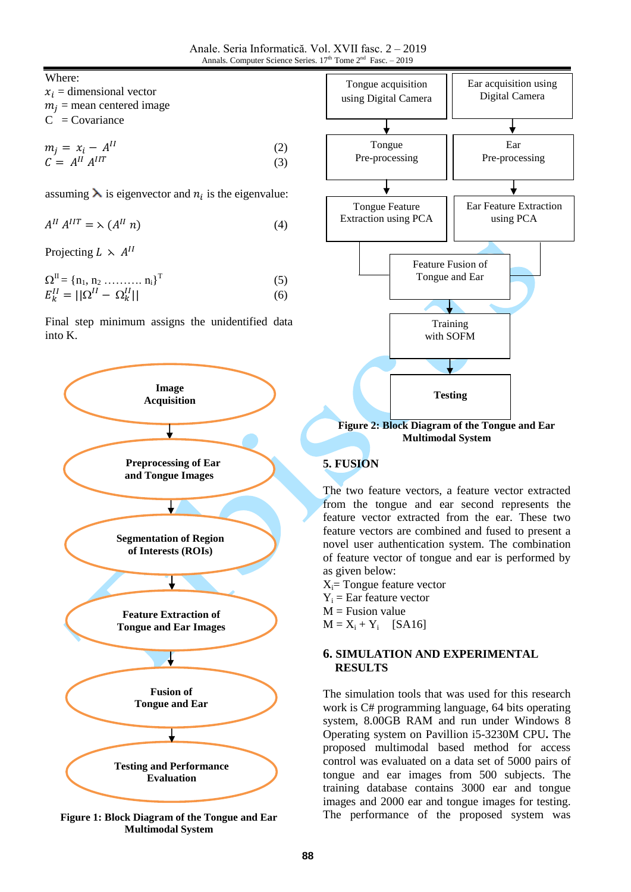Where:
$x_i$ = dimensional vector
$m_j$ = mean centered image
C = Covariance

$$m_j = x_i - A^{II} \quad (2)$$
$$C = A^{II} A^{IIT} \quad (3)$$

assuming $\lambda$ is eigenvector and $n_i$ is the eigenvalue:

$$A^{II} A^{IIT} = \lambda (A^{II} n) \quad (4)$$

Projecting $L \lambda A^{II}$

$$\Omega^{II} = \{n_1, n_2 \ldots\ldots\ldots n_i\}^T \quad (5)$$
$$E_k^{II} = ||\Omega^{II} - \Omega_k^{II}|| \quad (6)$$

Final step minimum assigns the unidentified data into K.

Image Acquisition → Preprocessing of Ear and Tongue Images → Segmentation of Region of Interests (ROIs) → Feature Extraction of Tongue and Ear Images → Fusion of Tongue and Ear → Testing and Performance Evaluation

**Figure 1: Block Diagram of the Tongue and Ear Multimodal System**

Tongue acquisition using Digital Camera → Tongue Pre-processing → Tongue Feature Extraction using PCA
Ear acquisition using Digital Camera → Ear Pre-processing → Ear Feature Extraction using PCA
→ Feature Fusion of Tongue and Ear → Training with SOFM → Testing

**Figure 2: Block Diagram of the Tongue and Ear Multimodal System**

## 5. FUSION

The two feature vectors, a feature vector extracted from the tongue and ear second represents the feature vector extracted from the ear. These two feature vectors are combined and fused to present a novel user authentication system. The combination of feature vector of tongue and ear is performed by as given below:

$X_i$= Tongue feature vector
$Y_i$ = Ear feature vector
M = Fusion value
$M = X_i + Y_i$ [SA16]

## 6. SIMULATION AND EXPERIMENTAL RESULTS

The simulation tools that was used for this research work is C# programming language, 64 bits operating system, 8.00GB RAM and run under Windows 8 Operating system on Pavillion i5-3230M CPU. The proposed multimodal based method for access control was evaluated on a data set of 5000 pairs of tongue and ear images from 500 subjects. The training database contains 3000 ear and tongue images and 2000 ear and tongue images for testing. The performance of the proposed system was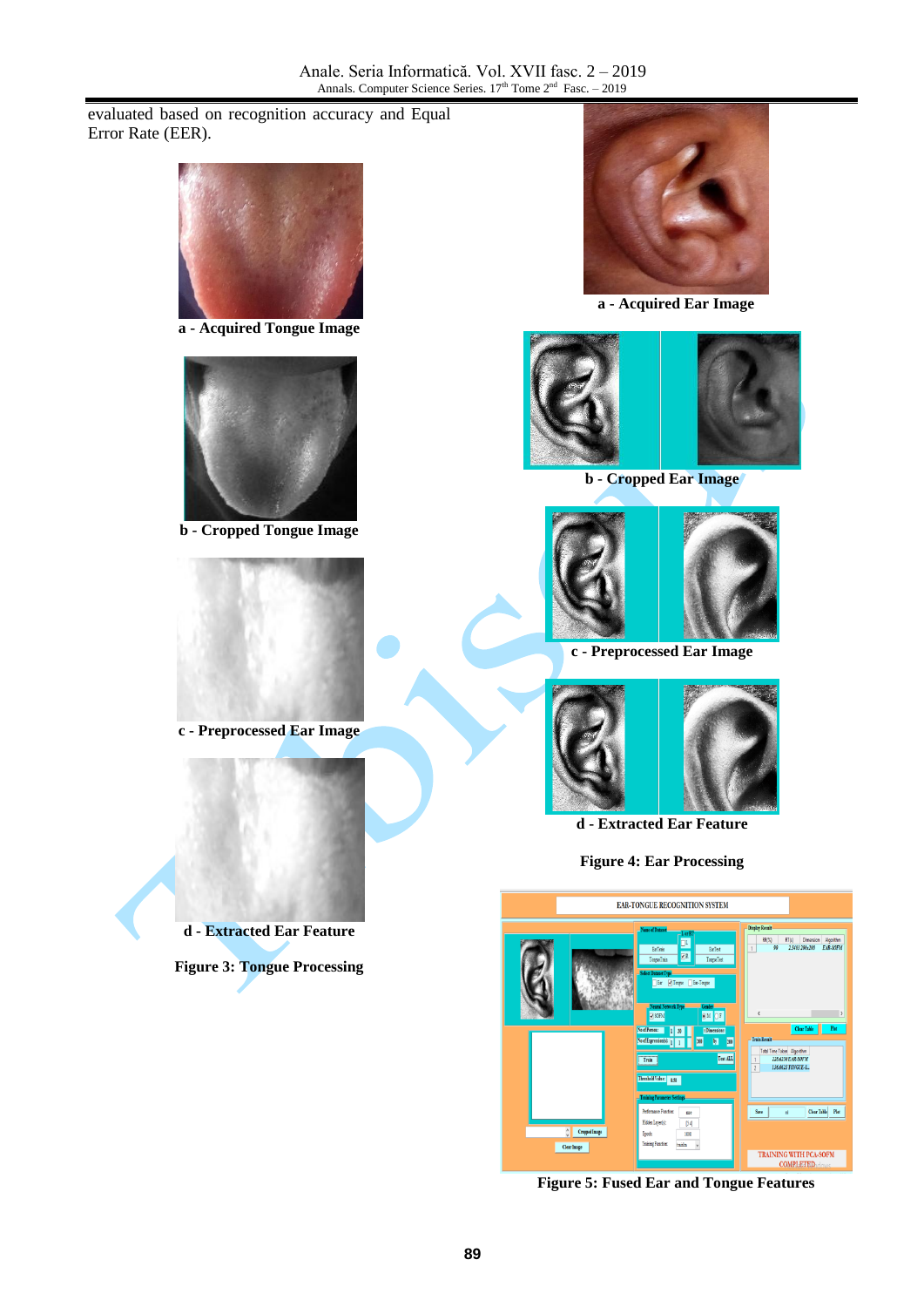evaluated based on recognition accuracy and Equal Error Rate (EER).

a - Acquired Tongue Image

b - Cropped Tongue Image

c - Preprocessed Ear Image

d - Extracted Ear Feature

**Figure 3: Tongue Processing**

a - Acquired Ear Image

b - Cropped Ear Image

c - Preprocessed Ear Image

d - Extracted Ear Feature

**Figure 4: Ear Processing**

**Figure 5: Fused Ear and Tongue Features**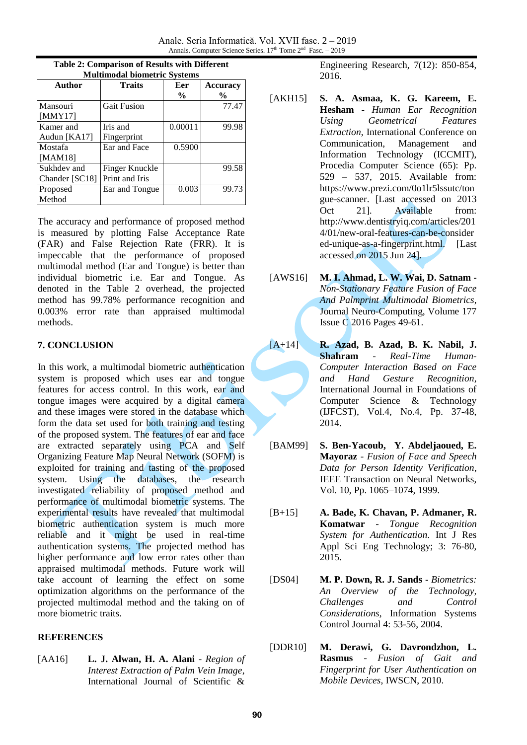**Table 2: Comparison of Results with Different Multimodal biometric Systems**

| Author | Traits | Eer % | Accuracy % |
|---|---|---|---|
| Mansouri [MMY17] | Gait Fusion | | 77.47 |
| Kamer and Audun [KA17] | Iris and Fingerprint | 0.00011 | 99.98 |
| Mostafa [MAM18] | Ear and Face | 0.5900 | |
| Sukhdev and Chander [SC18] | Finger Knuckle Print and Iris | | 99.58 |
| Proposed Method | Ear and Tongue | 0.003 | 99.73 |

The accuracy and performance of proposed method is measured by plotting False Acceptance Rate (FAR) and False Rejection Rate (FRR). It is impeccable that the performance of proposed multimodal method (Ear and Tongue) is better than individual biometric i.e. Ear and Tongue. As denoted in the Table 2 overhead, the projected method has 99.78% performance recognition and 0.003% error rate than appraised multimodal methods.

## 7. CONCLUSION

In this work, a multimodal biometric authentication system is proposed which uses ear and tongue features for access control. In this work, ear and tongue images were acquired by a digital camera and these images were stored in the database which form the data set used for both training and testing of the proposed system. The features of ear and face are extracted separately using PCA and Self Organizing Feature Map Neural Network (SOFM) is exploited for training and tasting of the proposed system. Using the databases, the research investigated reliability of proposed method and performance of multimodal biometric systems. The experimental results have revealed that multimodal biometric authentication system is much more reliable and it might be used in real-time authentication systems. The projected method has higher performance and low error rates other than appraised multimodal methods. Future work will take account of learning the effect on some optimization algorithms on the performance of the projected multimodal method and the taking on of more biometric traits.

## REFERENCES

[AA16] **L. J. Alwan, H. A. Alani** - *Region of Interest Extraction of Palm Vein Image*, International Journal of Scientific & Engineering Research, 7(12): 850-854, 2016.

[AKH15] **S. A. Asmaa, K. G. Kareem, E. Hesham** - *Human Ear Recognition Using Geometrical Features Extraction*, International Conference on Communication, Management and Information Technology (ICCMIT), Procedia Computer Science (65): Pp. 529 – 537, 2015. Available from: https://www.prezi.com/0o1lr5lssutc/tongue-scanner. [Last accessed on 2013 Oct 21]. Available from: http://www.dentistryiq.com/articles/2014/01/new-oral-features-can-be-considered-unique-as-a-fingerprint.html. [Last accessed on 2015 Jun 24].

[AWS16] **M. I. Ahmad, L. W. Wai, D. Satnam** - *Non-Stationary Feature Fusion of Face And Palmprint Multimodal Biometrics*, Journal Neuro-Computing, Volume 177 Issue C 2016 Pages 49-61.

[A+14] **R. Azad, B. Azad, B. K. Nabil, J. Shahram** - *Real-Time Human-Computer Interaction Based on Face and Hand Gesture Recognition*, International Journal in Foundations of Computer Science & Technology (IJFCST), Vol.4, No.4, Pp. 37-48, 2014.

[BAM99] **S. Ben-Yacoub, Y. Abdeljaoued, E. Mayoraz** - *Fusion of Face and Speech Data for Person Identity Verification*, IEEE Transaction on Neural Networks, Vol. 10, Pp. 1065–1074, 1999.

[B+15] **A. Bade, K. Chavan, P. Admaner, R. Komatwar** - *Tongue Recognition System for Authentication*. Int J Res Appl Sci Eng Technology; 3: 76-80, 2015.

[DS04] **M. P. Down, R. J. Sands** - *Biometrics: An Overview of the Technology, Challenges and Control Considerations*, Information Systems Control Journal 4: 53-56, 2004.

[DDR10] **M. Derawi, G. Davrondzhon, L. Rasmus** - *Fusion of Gait and Fingerprint for User Authentication on Mobile Devices*, IWSCN, 2010.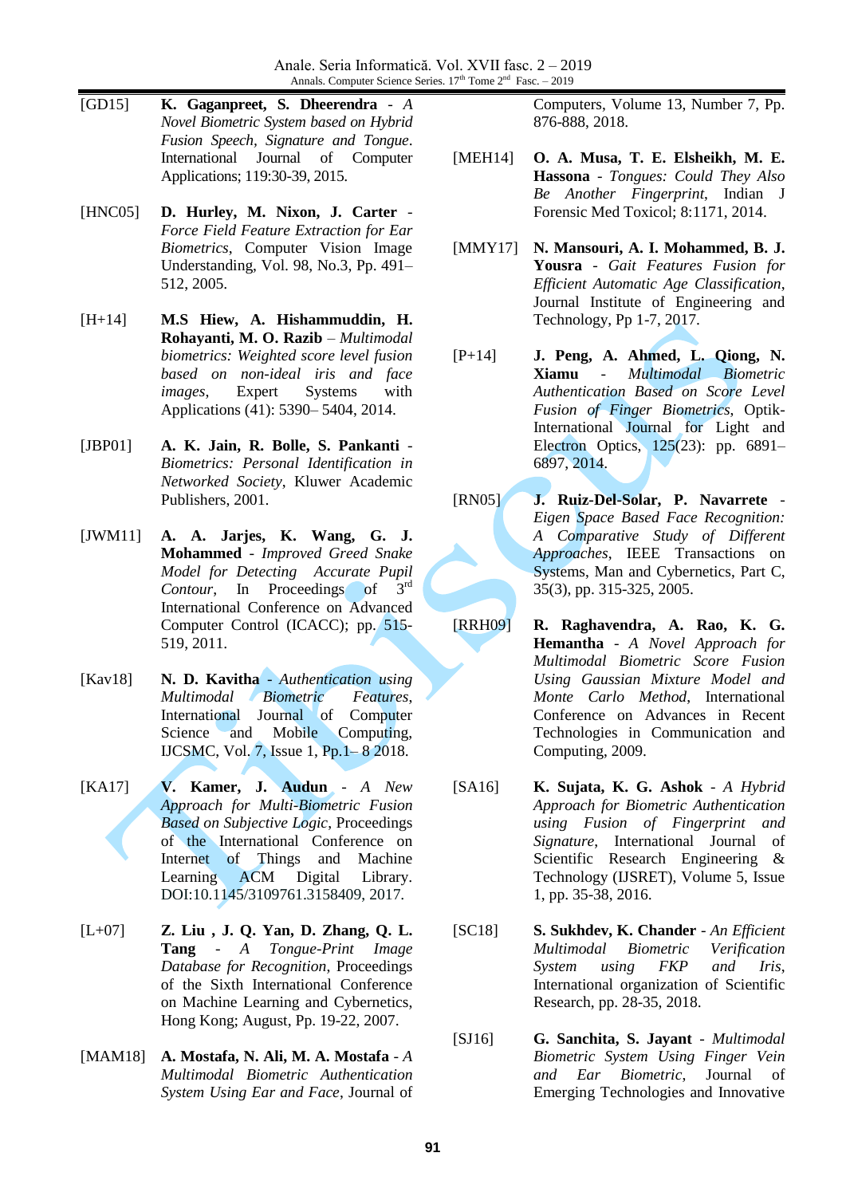[GD15] **K. Gaganpreet, S. Dheerendra** - *A Novel Biometric System based on Hybrid Fusion Speech, Signature and Tongue*. International Journal of Computer Applications; 119:30-39, 2015.

[HNC05] **D. Hurley, M. Nixon, J. Carter** - *Force Field Feature Extraction for Ear Biometrics*, Computer Vision Image Understanding, Vol. 98, No.3, Pp. 491–512, 2005.

[H+14] **M.S Hiew, A. Hishammuddin, H. Rohayanti, M. O. Razib** – *Multimodal biometrics: Weighted score level fusion based on non-ideal iris and face images*, Expert Systems with Applications (41): 5390– 5404, 2014.

[JBP01] **A. K. Jain, R. Bolle, S. Pankanti** - *Biometrics: Personal Identification in Networked Society*, Kluwer Academic Publishers, 2001.

[JWM11] **A. A. Jarjes, K. Wang, G. J. Mohammed** - *Improved Greed Snake Model for Detecting Accurate Pupil Contour*, In Proceedings of 3rd International Conference on Advanced Computer Control (ICACC); pp. 515-519, 2011.

[Kav18] **N. D. Kavitha** - *Authentication using Multimodal Biometric Features*, International Journal of Computer Science and Mobile Computing, IJCSMC, Vol. 7, Issue 1, Pp.1– 8 2018.

[KA17] **V. Kamer, J. Audun** - *A New Approach for Multi-Biometric Fusion Based on Subjective Logic*, Proceedings of the International Conference on Internet of Things and Machine Learning ACM Digital Library. DOI:10.1145/3109761.3158409, 2017.

[L+07] **Z. Liu , J. Q. Yan, D. Zhang, Q. L. Tang** - *A Tongue-Print Image Database for Recognition*, Proceedings of the Sixth International Conference on Machine Learning and Cybernetics, Hong Kong; August, Pp. 19-22, 2007.

[MAM18] **A. Mostafa, N. Ali, M. A. Mostafa** - *A Multimodal Biometric Authentication System Using Ear and Face*, Journal of Computers, Volume 13, Number 7, Pp. 876-888, 2018.

[MEH14] **O. A. Musa, T. E. Elsheikh, M. E. Hassona** - *Tongues: Could They Also Be Another Fingerprint*, Indian J Forensic Med Toxicol; 8:1171, 2014.

[MMY17] **N. Mansouri, A. I. Mohammed, B. J. Yousra** - *Gait Features Fusion for Efficient Automatic Age Classification*, Journal Institute of Engineering and Technology, Pp 1-7, 2017.

[P+14] **J. Peng, A. Ahmed, L. Qiong, N. Xiamu** - *Multimodal Biometric Authentication Based on Score Level Fusion of Finger Biometrics*, Optik-International Journal for Light and Electron Optics, 125(23): pp. 6891–6897, 2014.

[RN05] **J. Ruiz-Del-Solar, P. Navarrete** - *Eigen Space Based Face Recognition: A Comparative Study of Different Approaches*, IEEE Transactions on Systems, Man and Cybernetics, Part C, 35(3), pp. 315-325, 2005.

[RRH09] **R. Raghavendra, A. Rao, K. G. Hemantha** - *A Novel Approach for Multimodal Biometric Score Fusion Using Gaussian Mixture Model and Monte Carlo Method*, International Conference on Advances in Recent Technologies in Communication and Computing, 2009.

[SA16] **K. Sujata, K. G. Ashok** - *A Hybrid Approach for Biometric Authentication using Fusion of Fingerprint and Signature*, International Journal of Scientific Research Engineering & Technology (IJSRET), Volume 5, Issue 1, pp. 35-38, 2016.

[SC18] **S. Sukhdev, K. Chander** - *An Efficient Multimodal Biometric Verification System using FKP and Iris*, International organization of Scientific Research, pp. 28-35, 2018.

[SJ16] **G. Sanchita, S. Jayant** - *Multimodal Biometric System Using Finger Vein and Ear Biometric*, Journal of Emerging Technologies and Innovative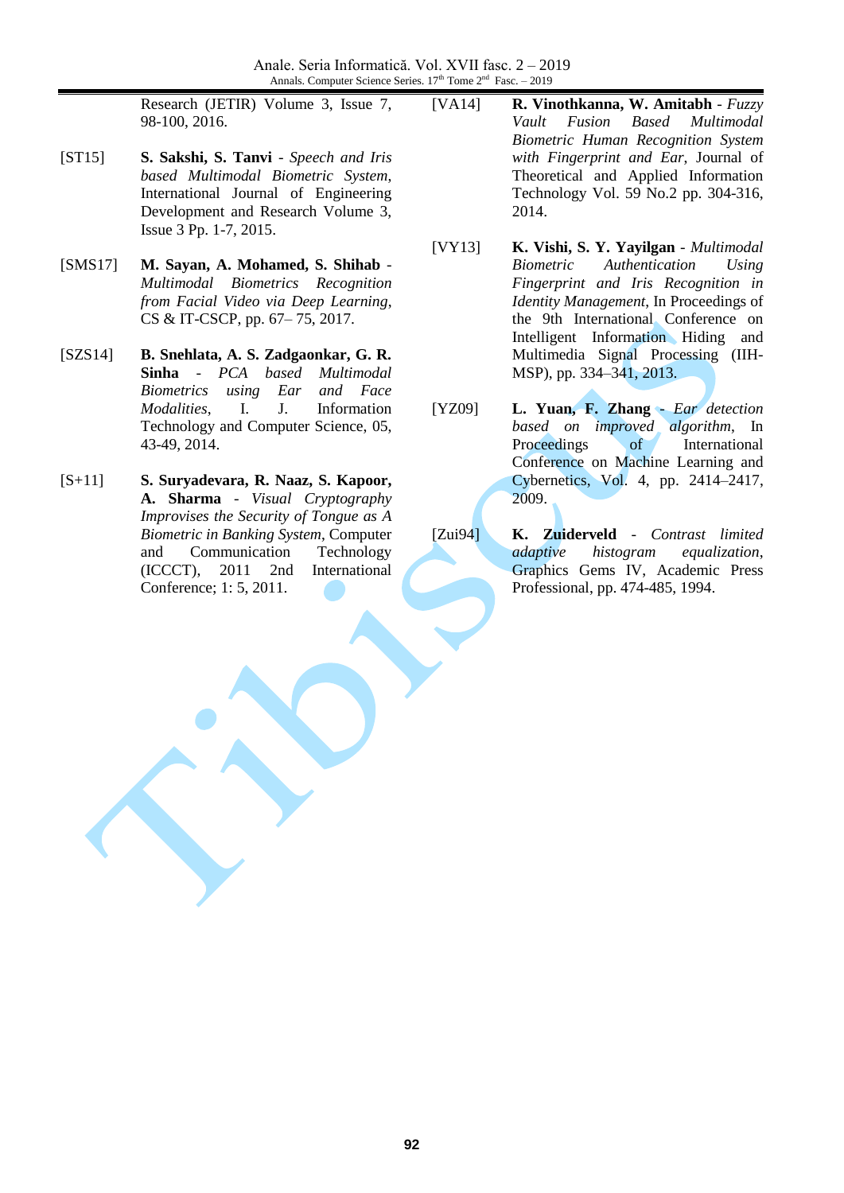Research (JETIR) Volume 3, Issue 7, 98-100, 2016.

[ST15] **S. Sakshi, S. Tanvi** - *Speech and Iris based Multimodal Biometric System*, International Journal of Engineering Development and Research Volume 3, Issue 3 Pp. 1-7, 2015.

[SMS17] **M. Sayan, A. Mohamed, S. Shihab** - *Multimodal Biometrics Recognition from Facial Video via Deep Learning*, CS & IT-CSCP, pp. 67– 75, 2017.

[SZS14] **B. Snehlata, A. S. Zadgaonkar, G. R. Sinha** - *PCA based Multimodal Biometrics using Ear and Face Modalities*, I. J. Information Technology and Computer Science, 05, 43-49, 2014.

[S+11] **S. Suryadevara, R. Naaz, S. Kapoor, A. Sharma** - *Visual Cryptography Improvises the Security of Tongue as A Biometric in Banking System*, Computer and Communication Technology (ICCCT), 2011 2nd International Conference; 1: 5, 2011.

[VA14] **R. Vinothkanna, W. Amitabh** - *Fuzzy Vault Fusion Based Multimodal Biometric Human Recognition System with Fingerprint and Ear*, Journal of Theoretical and Applied Information Technology Vol. 59 No.2 pp. 304-316, 2014.

[VY13] **K. Vishi, S. Y. Yayilgan** - *Multimodal Biometric Authentication Using Fingerprint and Iris Recognition in Identity Management*, In Proceedings of the 9th International Conference on Intelligent Information Hiding and Multimedia Signal Processing (IIH-MSP), pp. 334–341, 2013.

[YZ09] **L. Yuan, F. Zhang** - *Ear detection based on improved algorithm*, In Proceedings of International Conference on Machine Learning and Cybernetics, Vol. 4, pp. 2414–2417, 2009.

[Zui94] **K. Zuiderveld** - *Contrast limited adaptive histogram equalization*, Graphics Gems IV, Academic Press Professional, pp. 474-485, 1994.